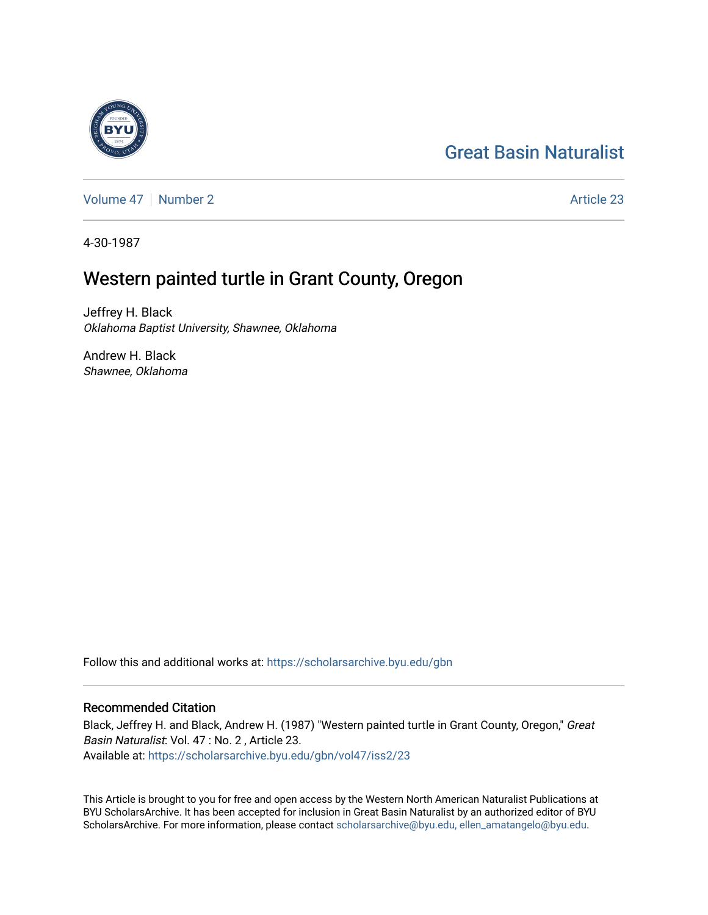Great Basin Naturalist

Volume 47 | Number 2

Article 23

4-30-1987

# Western painted turtle in Grant County, Oregon

Jeffrey H. Black
*Oklahoma Baptist University, Shawnee, Oklahoma*

Andrew H. Black
*Shawnee, Oklahoma*

Follow this and additional works at: https://scholarsarchive.byu.edu/gbn

## Recommended Citation

Black, Jeffrey H. and Black, Andrew H. (1987) "Western painted turtle in Grant County, Oregon," *Great Basin Naturalist*: Vol. 47 : No. 2 , Article 23.
Available at: https://scholarsarchive.byu.edu/gbn/vol47/iss2/23

This Article is brought to you for free and open access by the Western North American Naturalist Publications at BYU ScholarsArchive. It has been accepted for inclusion in Great Basin Naturalist by an authorized editor of BYU ScholarsArchive. For more information, please contact scholarsarchive@byu.edu, ellen_amatangelo@byu.edu.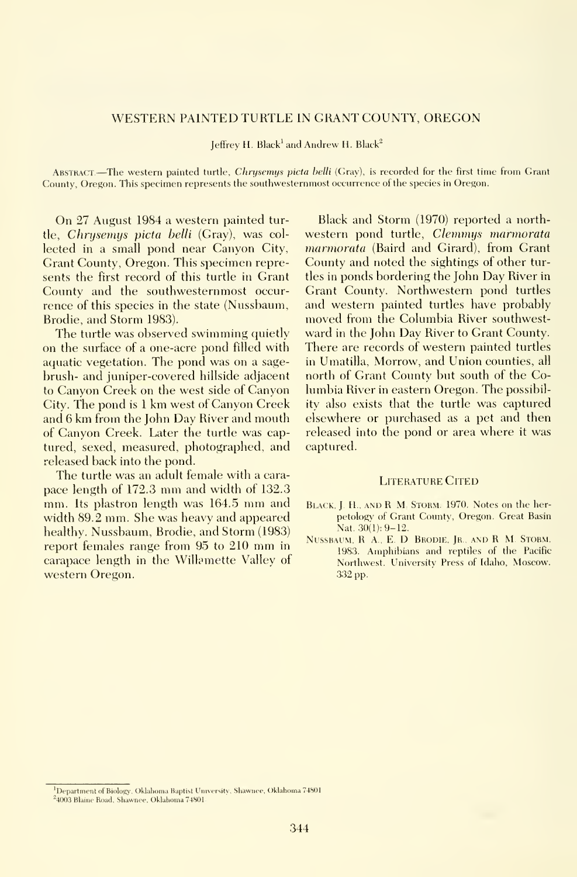# WESTERN PAINTED TURTLE IN GRANT COUNTY, OREGON

Jeffrey H. Black[1] and Andrew H. Black[2]

ABSTRACT.—The western painted turtle, *Chrysemys picta belli* (Gray), is recorded for the first time from Grant County, Oregon. This specimen represents the southwesternmost occurrence of the species in Oregon.

On 27 August 1984 a western painted turtle, *Chrysemys picta belli* (Gray), was collected in a small pond near Canyon City, Grant County, Oregon. This specimen represents the first record of this turtle in Grant County and the southwesternmost occurrence of this species in the state (Nussbaum, Brodie, and Storm 1983).

The turtle was observed swimming quietly on the surface of a one-acre pond filled with aquatic vegetation. The pond was on a sagebrush- and juniper-covered hillside adjacent to Canyon Creek on the west side of Canyon City. The pond is 1 km west of Canyon Creek and 6 km from the John Day River and mouth of Canyon Creek. Later the turtle was captured, sexed, measured, photographed, and released back into the pond.

The turtle was an adult female with a carapace length of 172.3 mm and width of 132.3 mm. Its plastron length was 164.5 mm and width 89.2 mm. She was heavy and appeared healthy. Nussbaum, Brodie, and Storm (1983) report females range from 95 to 210 mm in carapace length in the Willamette Valley of western Oregon.

Black and Storm (1970) reported a northwestern pond turtle, *Clemmys marmorata marmorata* (Baird and Girard), from Grant County and noted the sightings of other turtles in ponds bordering the John Day River in Grant County. Northwestern pond turtles and western painted turtles have probably moved from the Columbia River southwestward in the John Day River to Grant County. There are records of western painted turtles in Umatilla, Morrow, and Union counties, all north of Grant County but south of the Columbia River in eastern Oregon. The possibility also exists that the turtle was captured elsewhere or purchased as a pet and then released into the pond or area where it was captured.

## LITERATURE CITED

BLACK, J. H., AND R. M. STORM. 1970. Notes on the herpetology of Grant County, Oregon. Great Basin Nat. 30(1): 9–12.

NUSSBAUM, R. A., E. D. BRODIE, JR., AND R. M. STORM. 1983. Amphibians and reptiles of the Pacific Northwest. University Press of Idaho, Moscow. 332 pp.

[1]Department of Biology, Oklahoma Baptist University, Shawnee, Oklahoma 74801

[2]4003 Blaine Road, Shawnee, Oklahoma 74801